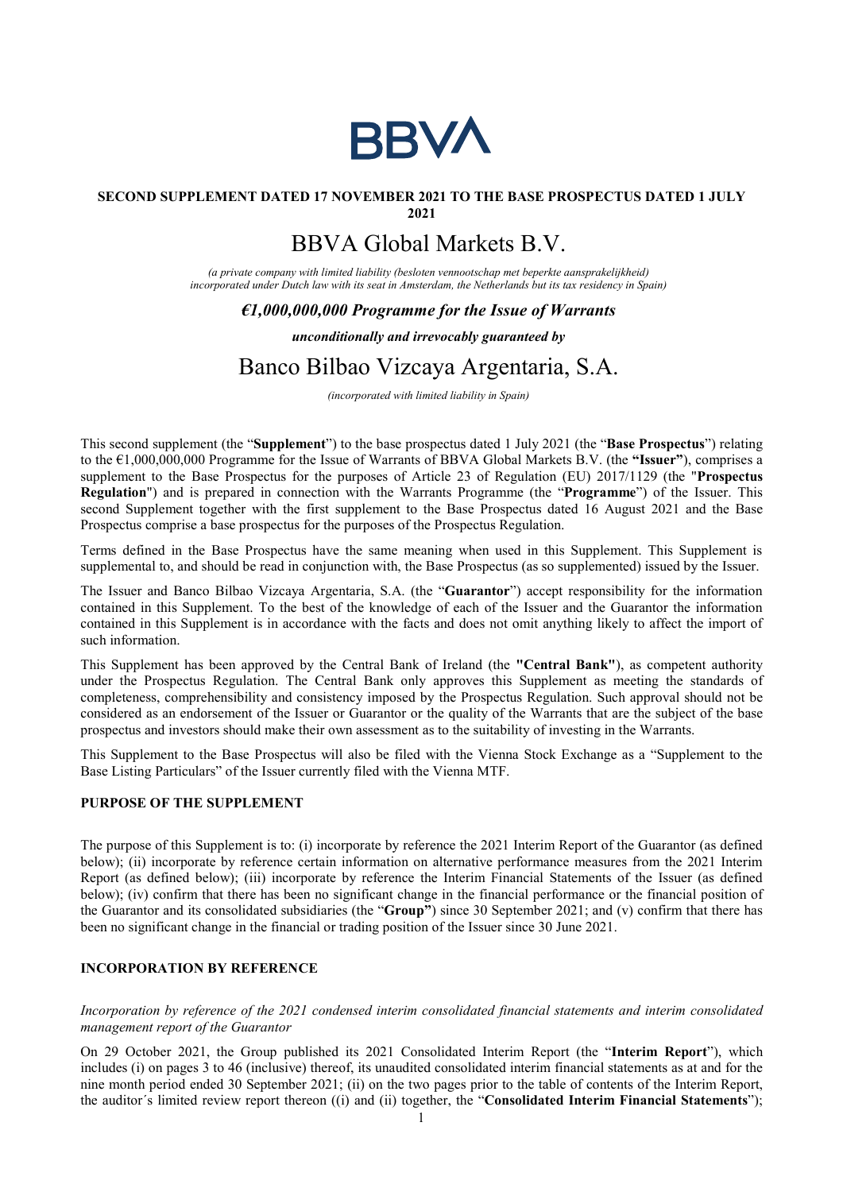BBVA

**SECOND SUPPLEMENT DATED 17 NOVEMBER 2021 TO THE BASE PROSPECTUS DATED 1 JULY 2021**

# BBVA Global Markets B.V.

*(a private company with limited liability (besloten vennootschap met beperkte aansprakelijkheid) incorporated under Dutch law with its seat in Amsterdam, the Netherlands but its tax residency in Spain)*

***€1,000,000,000 Programme for the Issue of Warrants***

***unconditionally and irrevocably guaranteed by***

# Banco Bilbao Vizcaya Argentaria, S.A.

*(incorporated with limited liability in Spain)*

This second supplement (the "**Supplement**") to the base prospectus dated 1 July 2021 (the "**Base Prospectus**") relating to the €1,000,000,000 Programme for the Issue of Warrants of BBVA Global Markets B.V. (the **"Issuer"**), comprises a supplement to the Base Prospectus for the purposes of Article 23 of Regulation (EU) 2017/1129 (the "**Prospectus Regulation**") and is prepared in connection with the Warrants Programme (the "**Programme**") of the Issuer. This second Supplement together with the first supplement to the Base Prospectus dated 16 August 2021 and the Base Prospectus comprise a base prospectus for the purposes of the Prospectus Regulation.

Terms defined in the Base Prospectus have the same meaning when used in this Supplement. This Supplement is supplemental to, and should be read in conjunction with, the Base Prospectus (as so supplemented) issued by the Issuer.

The Issuer and Banco Bilbao Vizcaya Argentaria, S.A. (the "**Guarantor**") accept responsibility for the information contained in this Supplement. To the best of the knowledge of each of the Issuer and the Guarantor the information contained in this Supplement is in accordance with the facts and does not omit anything likely to affect the import of such information.

This Supplement has been approved by the Central Bank of Ireland (the **"Central Bank"**), as competent authority under the Prospectus Regulation. The Central Bank only approves this Supplement as meeting the standards of completeness, comprehensibility and consistency imposed by the Prospectus Regulation. Such approval should not be considered as an endorsement of the Issuer or Guarantor or the quality of the Warrants that are the subject of the base prospectus and investors should make their own assessment as to the suitability of investing in the Warrants.

This Supplement to the Base Prospectus will also be filed with the Vienna Stock Exchange as a "Supplement to the Base Listing Particulars" of the Issuer currently filed with the Vienna MTF.

## PURPOSE OF THE SUPPLEMENT

The purpose of this Supplement is to: (i) incorporate by reference the 2021 Interim Report of the Guarantor (as defined below); (ii) incorporate by reference certain information on alternative performance measures from the 2021 Interim Report (as defined below); (iii) incorporate by reference the Interim Financial Statements of the Issuer (as defined below); (iv) confirm that there has been no significant change in the financial performance or the financial position of the Guarantor and its consolidated subsidiaries (the "**Group"**) since 30 September 2021; and (v) confirm that there has been no significant change in the financial or trading position of the Issuer since 30 June 2021.

## INCORPORATION BY REFERENCE

*Incorporation by reference of the 2021 condensed interim consolidated financial statements and interim consolidated management report of the Guarantor*

On 29 October 2021, the Group published its 2021 Consolidated Interim Report (the "**Interim Report**"), which includes (i) on pages 3 to 46 (inclusive) thereof, its unaudited consolidated interim financial statements as at and for the nine month period ended 30 September 2021; (ii) on the two pages prior to the table of contents of the Interim Report, the auditor´s limited review report thereon ((i) and (ii) together, the "**Consolidated Interim Financial Statements**");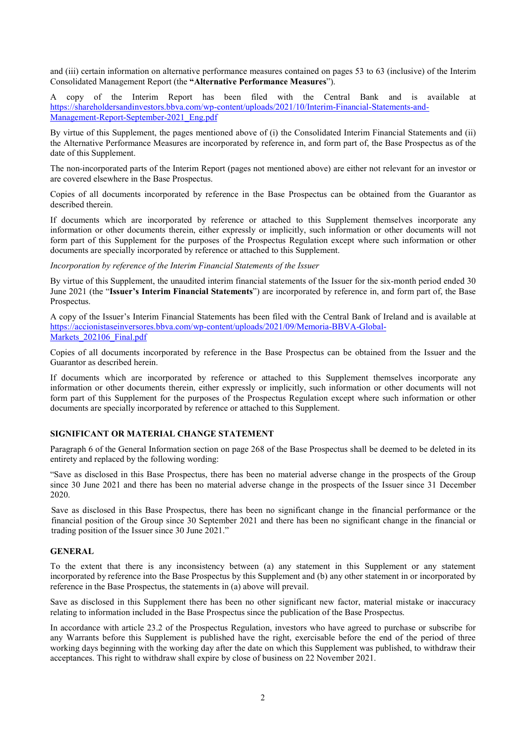and (iii) certain information on alternative performance measures contained on pages 53 to 63 (inclusive) of the Interim Consolidated Management Report (the **"Alternative Performance Measures"**).

A copy of the Interim Report has been filed with the Central Bank and is available at https://shareholdersandinvestors.bbva.com/wp-content/uploads/2021/10/Interim-Financial-Statements-and-Management-Report-September-2021_Eng.pdf

By virtue of this Supplement, the pages mentioned above of (i) the Consolidated Interim Financial Statements and (ii) the Alternative Performance Measures are incorporated by reference in, and form part of, the Base Prospectus as of the date of this Supplement.

The non-incorporated parts of the Interim Report (pages not mentioned above) are either not relevant for an investor or are covered elsewhere in the Base Prospectus.

Copies of all documents incorporated by reference in the Base Prospectus can be obtained from the Guarantor as described therein.

If documents which are incorporated by reference or attached to this Supplement themselves incorporate any information or other documents therein, either expressly or implicitly, such information or other documents will not form part of this Supplement for the purposes of the Prospectus Regulation except where such information or other documents are specially incorporated by reference or attached to this Supplement.

*Incorporation by reference of the Interim Financial Statements of the Issuer*

By virtue of this Supplement, the unaudited interim financial statements of the Issuer for the six-month period ended 30 June 2021 (the "**Issuer's Interim Financial Statements**") are incorporated by reference in, and form part of, the Base Prospectus.

A copy of the Issuer's Interim Financial Statements has been filed with the Central Bank of Ireland and is available at https://accionistaseinversores.bbva.com/wp-content/uploads/2021/09/Memoria-BBVA-Global-Markets_202106_Final.pdf

Copies of all documents incorporated by reference in the Base Prospectus can be obtained from the Issuer and the Guarantor as described herein.

If documents which are incorporated by reference or attached to this Supplement themselves incorporate any information or other documents therein, either expressly or implicitly, such information or other documents will not form part of this Supplement for the purposes of the Prospectus Regulation except where such information or other documents are specially incorporated by reference or attached to this Supplement.

## SIGNIFICANT OR MATERIAL CHANGE STATEMENT

Paragraph 6 of the General Information section on page 268 of the Base Prospectus shall be deemed to be deleted in its entirety and replaced by the following wording:

"Save as disclosed in this Base Prospectus, there has been no material adverse change in the prospects of the Group since 30 June 2021 and there has been no material adverse change in the prospects of the Issuer since 31 December 2020.

Save as disclosed in this Base Prospectus, there has been no significant change in the financial performance or the financial position of the Group since 30 September 2021 and there has been no significant change in the financial or trading position of the Issuer since 30 June 2021."

## GENERAL

To the extent that there is any inconsistency between (a) any statement in this Supplement or any statement incorporated by reference into the Base Prospectus by this Supplement and (b) any other statement in or incorporated by reference in the Base Prospectus, the statements in (a) above will prevail.

Save as disclosed in this Supplement there has been no other significant new factor, material mistake or inaccuracy relating to information included in the Base Prospectus since the publication of the Base Prospectus.

In accordance with article 23.2 of the Prospectus Regulation, investors who have agreed to purchase or subscribe for any Warrants before this Supplement is published have the right, exercisable before the end of the period of three working days beginning with the working day after the date on which this Supplement was published, to withdraw their acceptances. This right to withdraw shall expire by close of business on 22 November 2021.